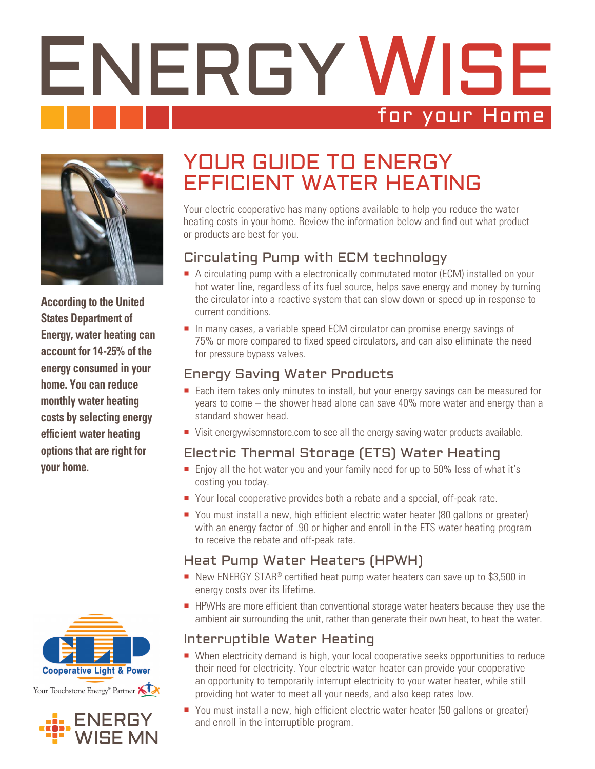# ENERGY WISE

for your Home

**According to the United States Department of Energy, water heating can account for 14-25% of the energy consumed in your home. You can reduce monthly water heating costs by selecting energy efficient water heating options that are right for your home.**

## YOUR GUIDE TO ENERGY EFFICIENT WATER HEATING

Your electric cooperative has many options available to help you reduce the water heating costs in your home. Review the information below and find out what product or products are best for you.

### Circulating Pump with ECM technology

- A circulating pump with a electronically commutated motor (ECM) installed on your hot water line, regardless of its fuel source, helps save energy and money by turning the circulator into a reactive system that can slow down or speed up in response to current conditions.
- In many cases, a variable speed ECM circulator can promise energy savings of 75% or more compared to fixed speed circulators, and can also eliminate the need for pressure bypass valves.

### Energy Saving Water Products

- Each item takes only minutes to install, but your energy savings can be measured for years to come – the shower head alone can save 40% more water and energy than a standard shower head.
- Visit energywisemnstore.com to see all the energy saving water products available.

### Electric Thermal Storage (ETS) Water Heating

- Enjoy all the hot water you and your family need for up to 50% less of what it's costing you today.
- Your local cooperative provides both a rebate and a special, off-peak rate.
- You must install a new, high efficient electric water heater (80 gallons or greater) with an energy factor of .90 or higher and enroll in the ETS water heating program to receive the rebate and off-peak rate.

### Heat Pump Water Heaters (HPWH)

- New ENERGY STAR® certified heat pump water heaters can save up to $3,500 in energy costs over its lifetime.
- HPWHs are more efficient than conventional storage water heaters because they use the ambient air surrounding the unit, rather than generate their own heat, to heat the water.

### Interruptible Water Heating

- When electricity demand is high, your local cooperative seeks opportunities to reduce their need for electricity. Your electric water heater can provide your cooperative an opportunity to temporarily interrupt electricity to your water heater, while still providing hot water to meet all your needs, and also keep rates low.
- You must install a new, high efficient electric water heater (50 gallons or greater) and enroll in the interruptible program.

Cooperative Light & Power

Your Touchstone Energy® Partner

ENERGY WISE MN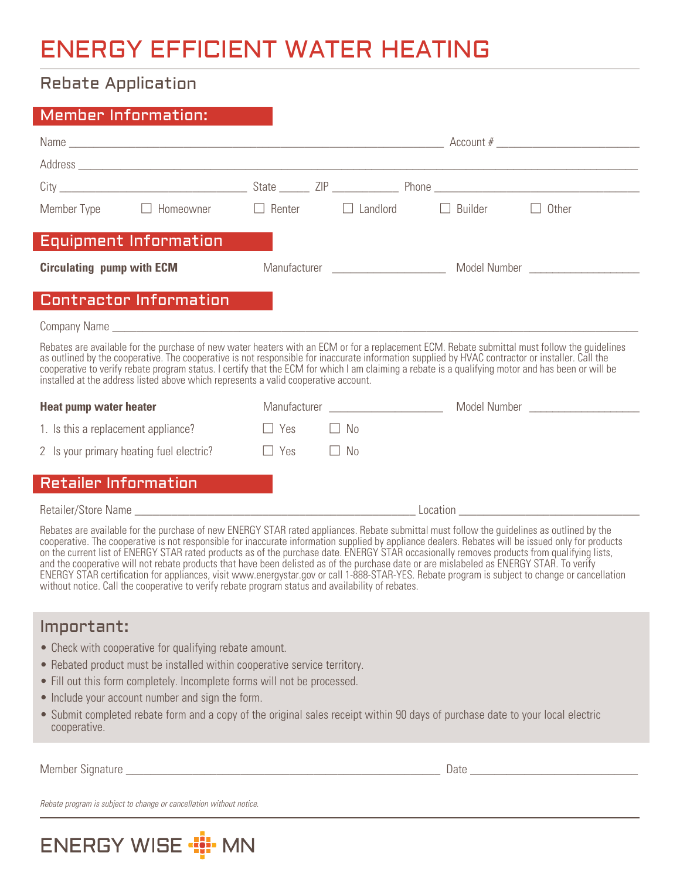# ENERGY EFFICIENT WATER HEATING

## Rebate Application

## Member Information:

Name ______________________________ Account # ______________

Address ______________________________

City ______________ State ______ ZIP __________ Phone ______________

Member Type ☐ Homeowner ☐ Renter ☐ Landlord ☐ Builder ☐ Other

## Equipment Information

**Circulating pump with ECM** Manufacturer ______________ Model Number ______________

## Contractor Information

Company Name ______________________________

Rebates are available for the purchase of new water heaters with an ECM or for a replacement ECM. Rebate submittal must follow the guidelines as outlined by the cooperative. The cooperative is not responsible for inaccurate information supplied by HVAC contractor or installer. Call the cooperative to verify rebate program status. I certify that the ECM for which I am claiming a rebate is a qualifying motor and has been or will be installed at the address listed above which represents a valid cooperative account.

**Heat pump water heater** Manufacturer ______________ Model Number ______________

1. Is this a replacement appliance? ☐ Yes ☐ No
2. Is your primary heating fuel electric? ☐ Yes ☐ No

## Retailer Information

Retailer/Store Name ______________________________ Location ______________

Rebates are available for the purchase of new ENERGY STAR rated appliances. Rebate submittal must follow the guidelines as outlined by the cooperative. The cooperative is not responsible for inaccurate information supplied by appliance dealers. Rebates will be issued only for products on the current list of ENERGY STAR rated products as of the purchase date. ENERGY STAR occasionally removes products from qualifying lists, and the cooperative will not rebate products that have been delisted as of the purchase date or are mislabeled as ENERGY STAR. To verify ENERGY STAR certification for appliances, visit www.energystar.gov or call 1-888-STAR-YES. Rebate program is subject to change or cancellation without notice. Call the cooperative to verify rebate program status and availability of rebates.

## Important:

- Check with cooperative for qualifying rebate amount.
- Rebated product must be installed within cooperative service territory.
- Fill out this form completely. Incomplete forms will not be processed.
- Include your account number and sign the form.
- Submit completed rebate form and a copy of the original sales receipt within 90 days of purchase date to your local electric cooperative.

Member Signature ______________________________ Date ______________

*Rebate program is subject to change or cancellation without notice.*

ENERGY WISE MN